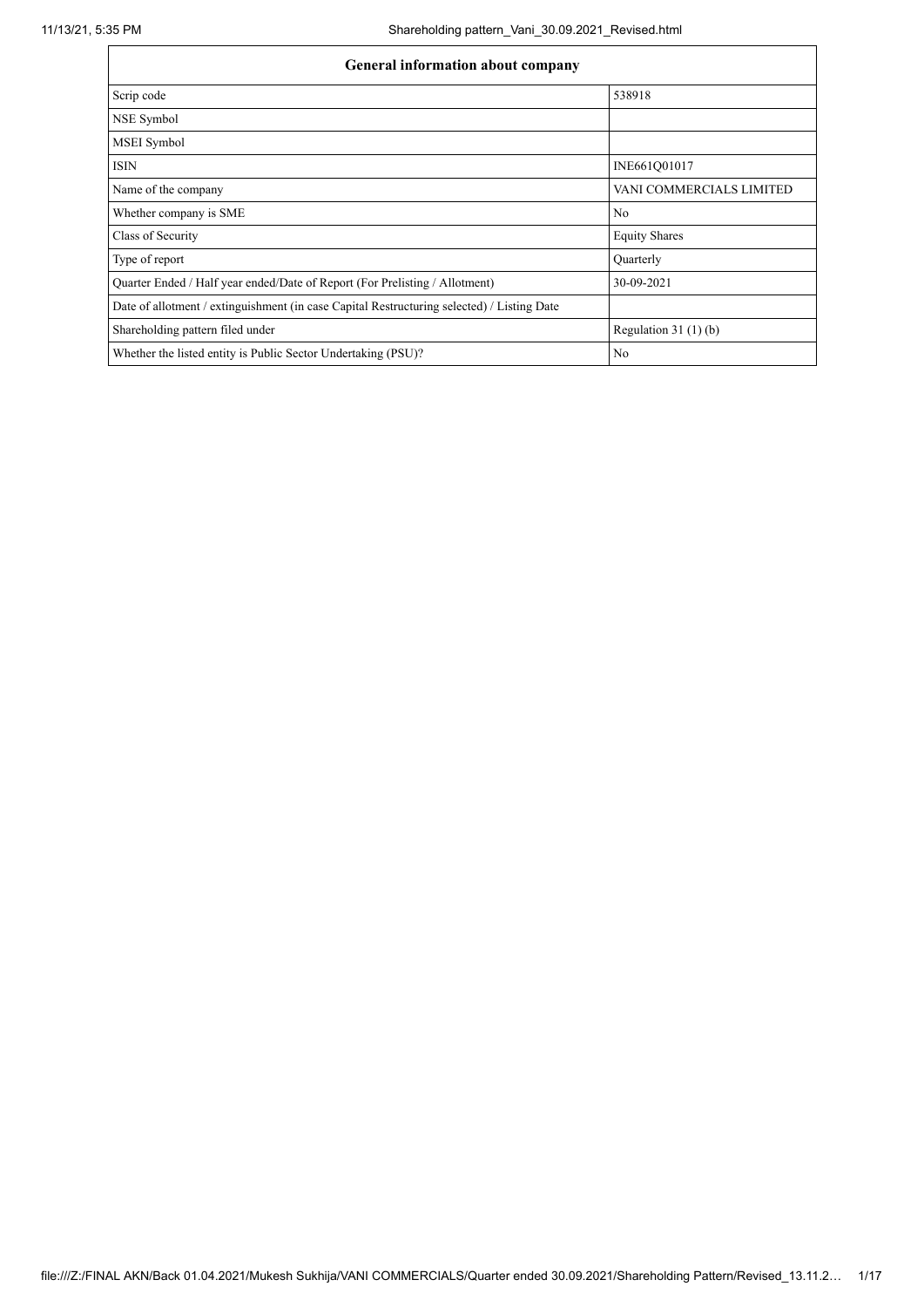| General information about company | |
|---|---|
| Scrip code | 538918 |
| NSE Symbol | |
| MSEI Symbol | |
| ISIN | INE661Q01017 |
| Name of the company | VANI COMMERCIALS LIMITED |
| Whether company is SME | No |
| Class of Security | Equity Shares |
| Type of report | Quarterly |
| Quarter Ended / Half year ended/Date of Report (For Prelisting / Allotment) | 30-09-2021 |
| Date of allotment / extinguishment (in case Capital Restructuring selected) / Listing Date | |
| Shareholding pattern filed under | Regulation 31 (1) (b) |
| Whether the listed entity is Public Sector Undertaking (PSU)? | No |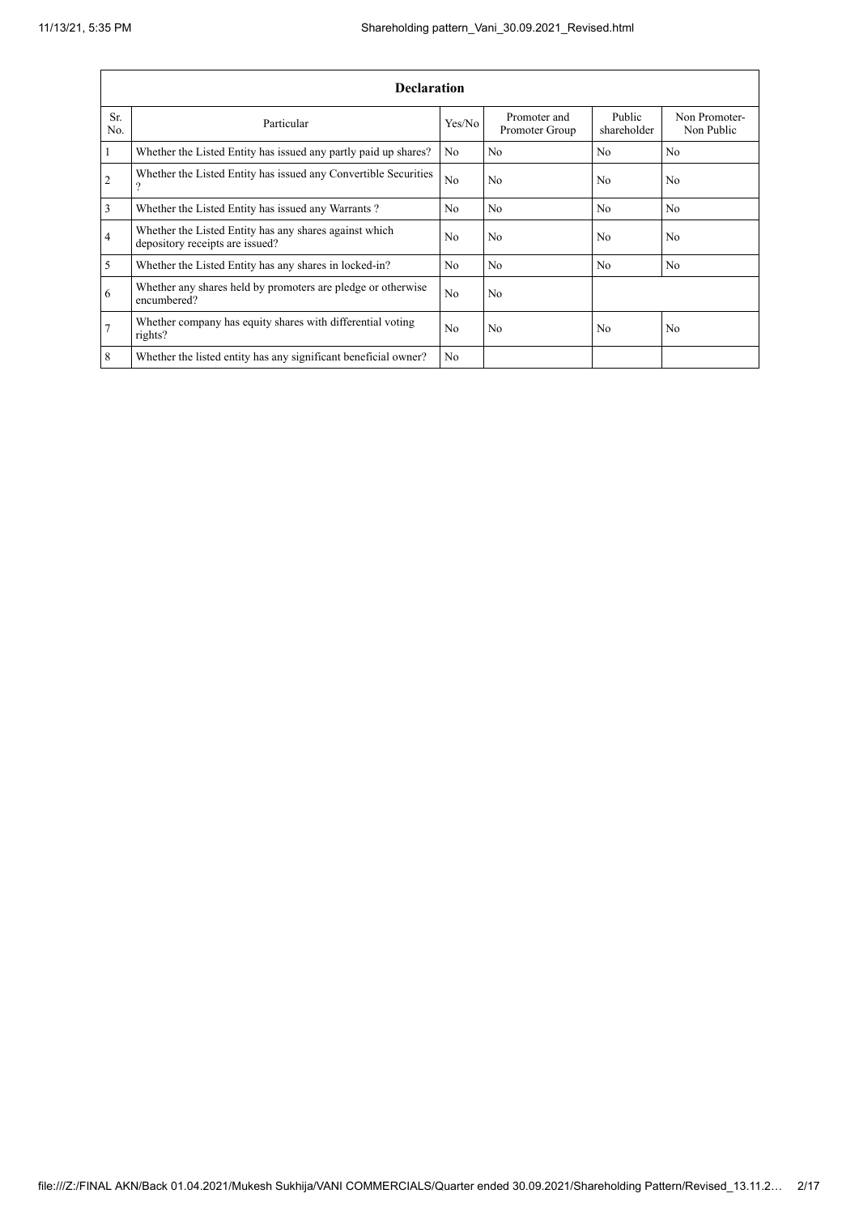| Declaration | | | | | |
|---|---|---|---|---|---|
| Sr. No. | Particular | Yes/No | Promoter and Promoter Group | Public shareholder | Non Promoter- Non Public |
| 1 | Whether the Listed Entity has issued any partly paid up shares? | No | No | No | No |
| 2 | Whether the Listed Entity has issued any Convertible Securities ? | No | No | No | No |
| 3 | Whether the Listed Entity has issued any Warrants ? | No | No | No | No |
| 4 | Whether the Listed Entity has any shares against which depository receipts are issued? | No | No | No | No |
| 5 | Whether the Listed Entity has any shares in locked-in? | No | No | No | No |
| 6 | Whether any shares held by promoters are pledge or otherwise encumbered? | No | No | | |
| 7 | Whether company has equity shares with differential voting rights? | No | No | No | No |
| 8 | Whether the listed entity has any significant beneficial owner? | No | | | |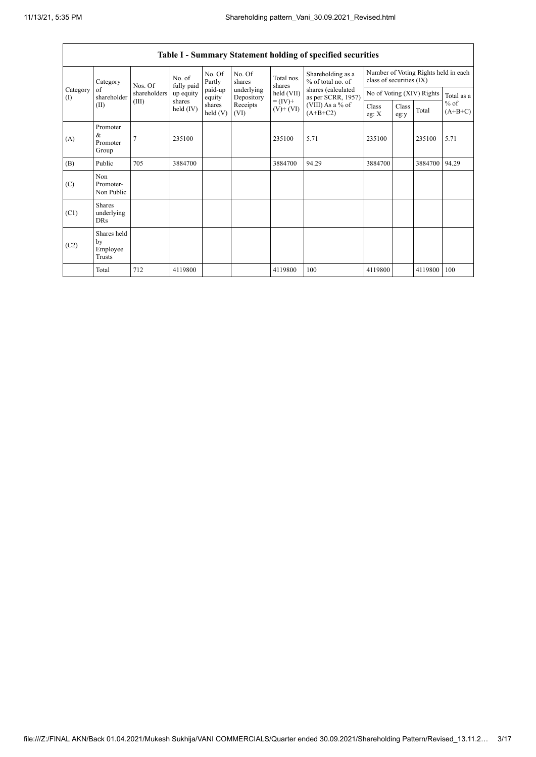## Table I - Summary Statement holding of specified securities

| Category (I) | Category of shareholder (II) | Nos. Of shareholders (III) | No. of fully paid up equity shares held (IV) | No. Of Partly paid-up equity shares held (V) | No. Of shares underlying Depository Receipts (VI) | Total nos. shares held (VII) = (IV)+ (V)+ (VI) | Shareholding as a % of total no. of shares (calculated as per SCRR, 1957) (VIII) As a % of (A+B+C2) | Number of Voting Rights held in each class of securities (IX) | | | |
|---|---|---|---|---|---|---|---|---|---|---|---|
| | | | | | | | | No of Voting (XIV) Rights | | | Total as a % of (A+B+C) |
| | | | | | | | | Class eg: X | Class eg:y | Total | |
| (A) | Promoter & Promoter Group | 7 | 235100 | | | 235100 | 5.71 | 235100 | | 235100 | 5.71 |
| (B) | Public | 705 | 3884700 | | | 3884700 | 94.29 | 3884700 | | 3884700 | 94.29 |
| (C) | Non Promoter- Non Public | | | | | | | | | | |
| (C1) | Shares underlying DRs | | | | | | | | | | |
| (C2) | Shares held by Employee Trusts | | | | | | | | | | |
| | Total | 712 | 4119800 | | | 4119800 | 100 | 4119800 | | 4119800 | 100 |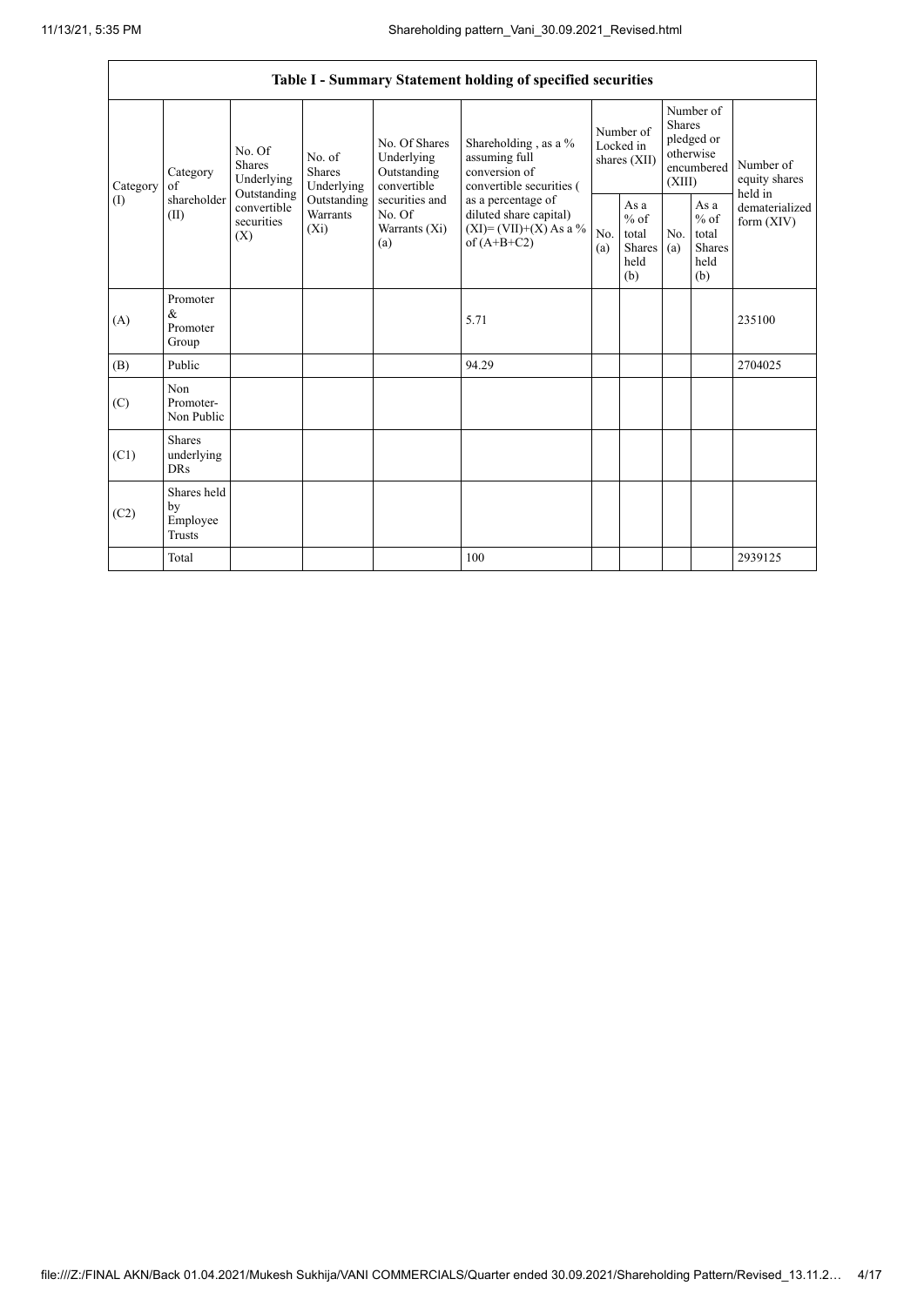| Table I - Summary Statement holding of specified securities | | | | | | | | | | |
|---|---|---|---|---|---|---|---|---|---|---|
| Category (I) | Category of shareholder (II) | No. Of Shares Underlying Outstanding convertible securities (X) | No. of Shares Underlying Outstanding Warrants (Xi) | No. Of Shares Underlying Outstanding convertible securities and No. Of Warrants (Xi) (a) | Shareholding , as a % assuming full conversion of convertible securities ( as a percentage of diluted share capital) (XI)= (VII)+(X) As a % of (A+B+C2) | Number of Locked in shares (XII) | | Number of Shares pledged or otherwise encumbered (XIII) | | Number of equity shares held in dematerialized form (XIV) |
| | | | | | | No. (a) | As a % of total Shares held (b) | No. (a) | As a % of total Shares held (b) | |
| (A) | Promoter & Promoter Group | | | | 5.71 | | | | | 235100 |
| (B) | Public | | | | 94.29 | | | | | 2704025 |
| (C) | Non Promoter- Non Public | | | | | | | | | |
| (C1) | Shares underlying DRs | | | | | | | | | |
| (C2) | Shares held by Employee Trusts | | | | | | | | | |
| | Total | | | | 100 | | | | | 2939125 |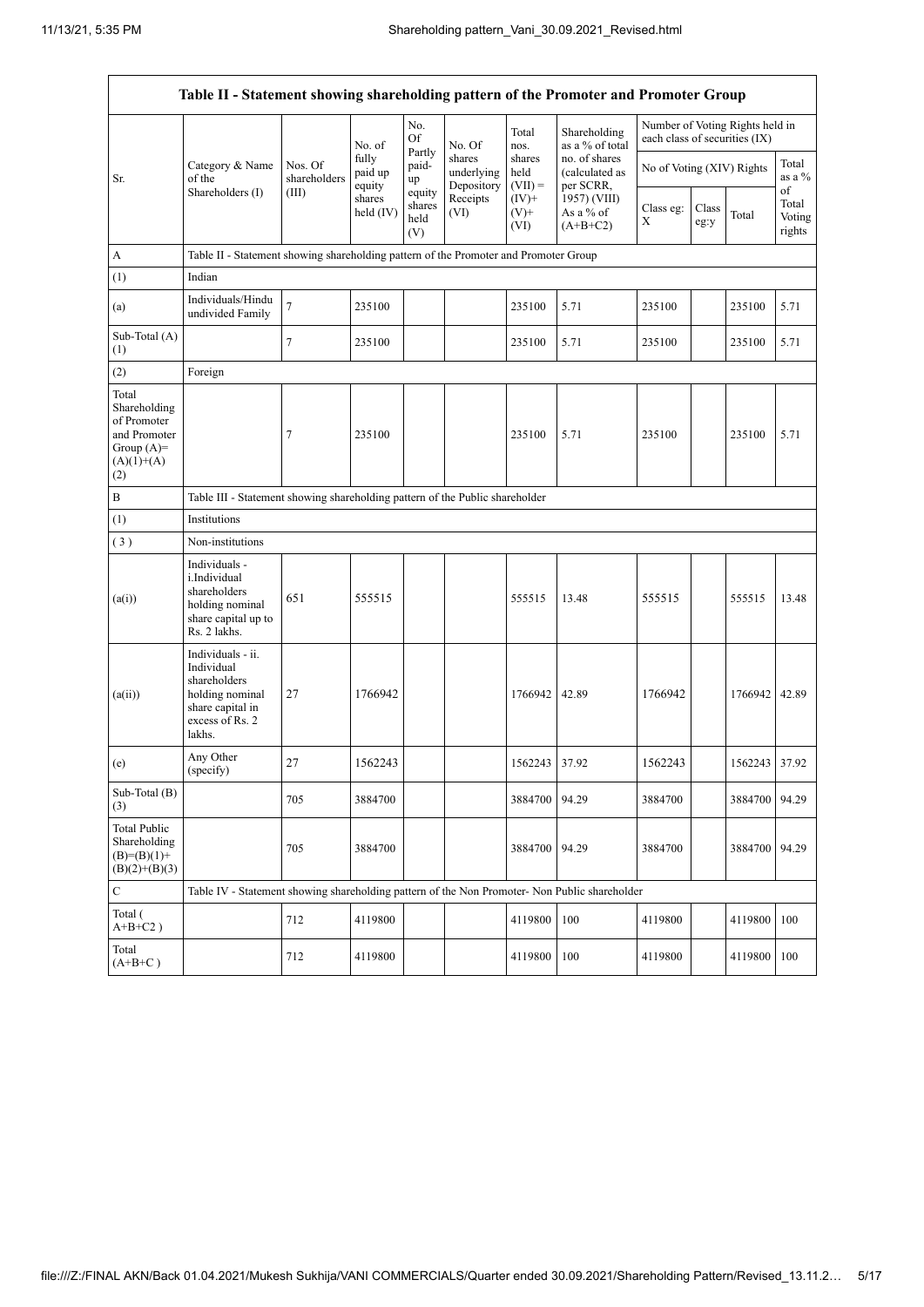| Table II - Statement showing shareholding pattern of the Promoter and Promoter Group | | | | | | | | | | | | |
|---|---|---|---|---|---|---|---|---|---|---|---|---|
| Sr. | Category & Name of the Shareholders (I) | Nos. Of shareholders (III) | No. of fully paid up equity shares held (IV) | No. Of Partly paid-up equity shares held (V) | No. Of shares underlying Depository Receipts (VI) | Total nos. shares held (VII) = (IV)+ (V)+ (VI) | Shareholding as a % of total no. of shares (calculated as per SCRR, 1957) (VIII) As a % of (A+B+C2) | Number of Voting Rights held in each class of securities (IX) | | | |
| | | | | | | | | No of Voting (XIV) Rights | | | Total as a % of Total Voting rights |
| | | | | | | | | Class eg: X | Class eg:y | Total | |
| A | Table II - Statement showing shareholding pattern of the Promoter and Promoter Group | | | | | | | | | | |
| (1) | Indian | | | | | | | | | | |
| (a) | Individuals/Hindu undivided Family | 7 | 235100 | | | 235100 | 5.71 | 235100 | | 235100 | 5.71 |
| Sub-Total (A) (1) | | 7 | 235100 | | | 235100 | 5.71 | 235100 | | 235100 | 5.71 |
| (2) | Foreign | | | | | | | | | | |
| Total Shareholding of Promoter and Promoter Group (A)=(A)(1)+(A)(2) | | 7 | 235100 | | | 235100 | 5.71 | 235100 | | 235100 | 5.71 |
| B | Table III - Statement showing shareholding pattern of the Public shareholder | | | | | | | | | | |
| (1) | Institutions | | | | | | | | | | |
| ( 3 ) | Non-institutions | | | | | | | | | | |
| (a(i)) | Individuals - i.Individual shareholders holding nominal share capital up to Rs. 2 lakhs. | 651 | 555515 | | | 555515 | 13.48 | 555515 | | 555515 | 13.48 |
| (a(ii)) | Individuals - ii. Individual shareholders holding nominal share capital in excess of Rs. 2 lakhs. | 27 | 1766942 | | | 1766942 | 42.89 | 1766942 | | 1766942 | 42.89 |
| (e) | Any Other (specify) | 27 | 1562243 | | | 1562243 | 37.92 | 1562243 | | 1562243 | 37.92 |
| Sub-Total (B) (3) | | 705 | 3884700 | | | 3884700 | 94.29 | 3884700 | | 3884700 | 94.29 |
| Total Public Shareholding (B)=(B)(1)+(B)(2)+(B)(3) | | 705 | 3884700 | | | 3884700 | 94.29 | 3884700 | | 3884700 | 94.29 |
| C | Table IV - Statement showing shareholding pattern of the Non Promoter- Non Public shareholder | | | | | | | | | | |
| Total ( A+B+C2 ) | | 712 | 4119800 | | | 4119800 | 100 | 4119800 | | 4119800 | 100 |
| Total (A+B+C ) | | 712 | 4119800 | | | 4119800 | 100 | 4119800 | | 4119800 | 100 |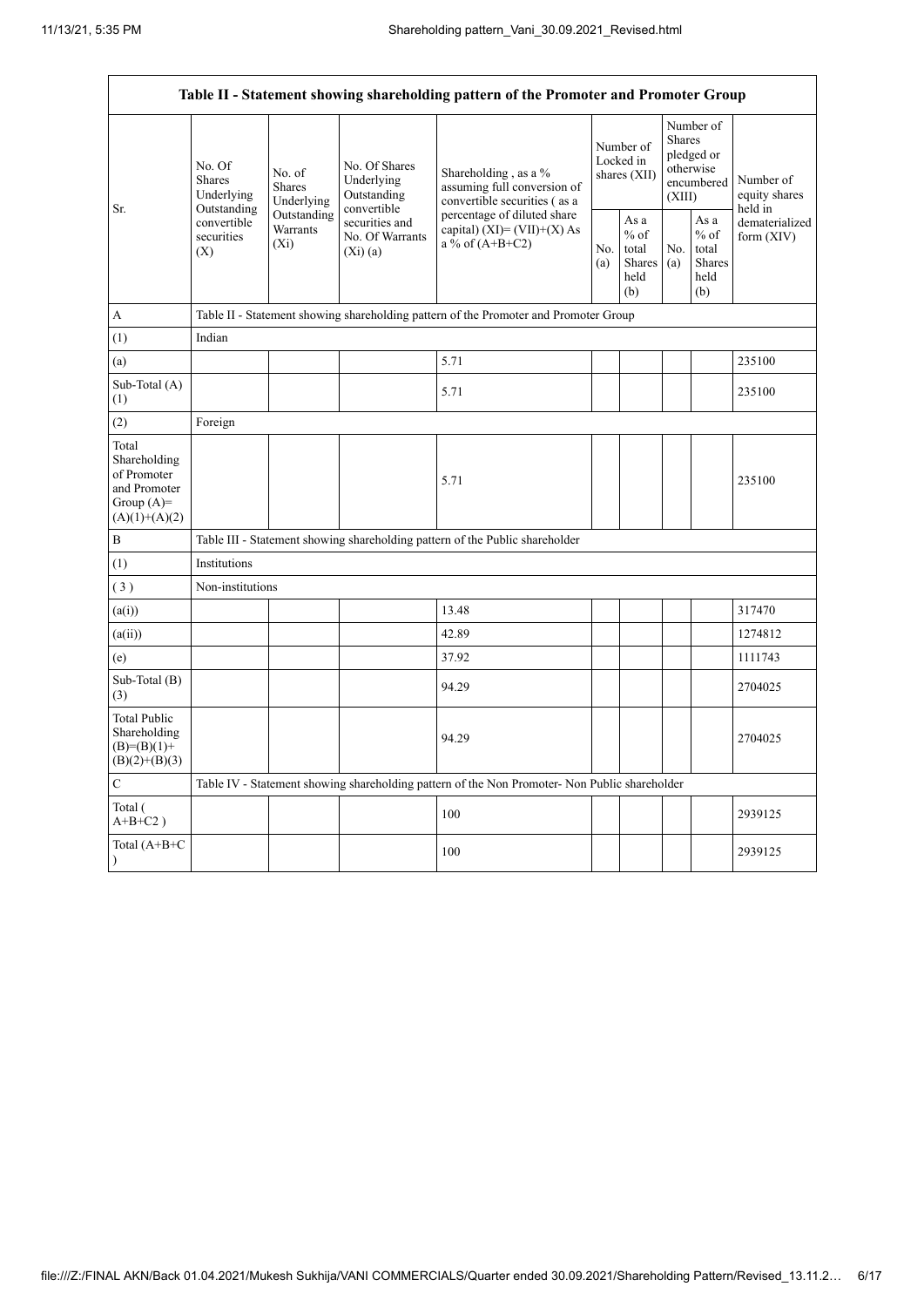| Table II - Statement showing shareholding pattern of the Promoter and Promoter Group | | | | | | | | | |
|---|---|---|---|---|---|---|---|---|---|
| Sr. | No. Of Shares Underlying Outstanding convertible securities (X) | No. of Shares Underlying Outstanding Warrants (Xi) | No. Of Shares Underlying Outstanding convertible securities and No. Of Warrants (Xi) (a) | Shareholding , as a % assuming full conversion of convertible securities ( as a percentage of diluted share capital) (XI)= (VII)+(X) As a % of (A+B+C2) | Number of Locked in shares (XII) | | Number of Shares pledged or otherwise encumbered (XIII) | | Number of equity shares held in dematerialized form (XIV) |
| | | | | | No. (a) | As a % of total Shares held (b) | No. (a) | As a % of total Shares held (b) | |
| A | Table II - Statement showing shareholding pattern of the Promoter and Promoter Group | | | | | | | | |
| (1) | Indian | | | | | | | | |
| (a) | | | | 5.71 | | | | | 235100 |
| Sub-Total (A) (1) | | | | 5.71 | | | | | 235100 |
| (2) | Foreign | | | | | | | | |
| Total Shareholding of Promoter and Promoter Group (A)= (A)(1)+(A)(2) | | | | 5.71 | | | | | 235100 |
| B | Table III - Statement showing shareholding pattern of the Public shareholder | | | | | | | | |
| (1) | Institutions | | | | | | | | |
| ( 3 ) | Non-institutions | | | | | | | | |
| (a(i)) | | | | 13.48 | | | | | 317470 |
| (a(ii)) | | | | 42.89 | | | | | 1274812 |
| (e) | | | | 37.92 | | | | | 1111743 |
| Sub-Total (B) (3) | | | | 94.29 | | | | | 2704025 |
| Total Public Shareholding (B)=(B)(1)+(B)(2)+(B)(3) | | | | 94.29 | | | | | 2704025 |
| C | Table IV - Statement showing shareholding pattern of the Non Promoter- Non Public shareholder | | | | | | | | |
| Total ( A+B+C2 ) | | | | 100 | | | | | 2939125 |
| Total (A+B+C ) | | | | 100 | | | | | 2939125 |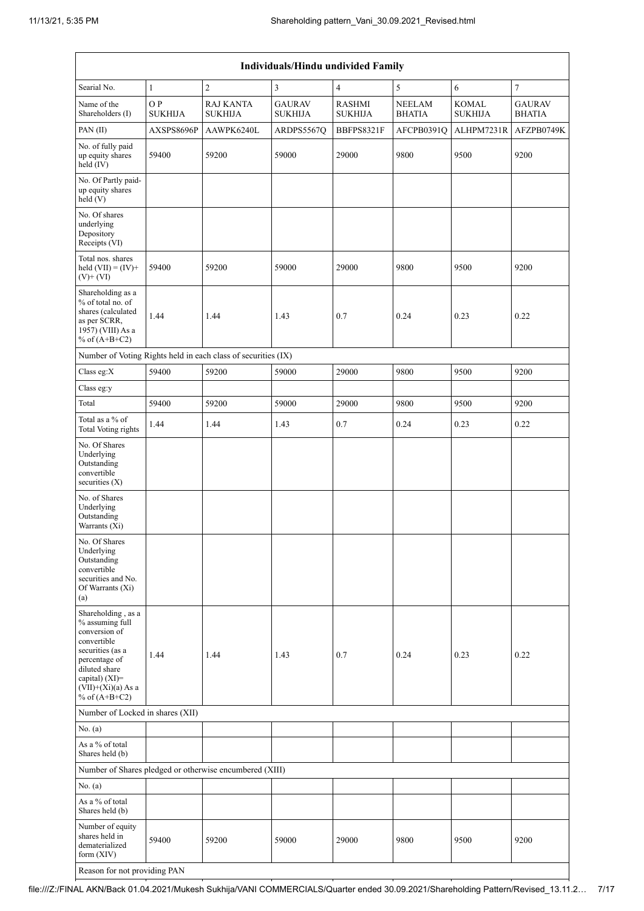| Individuals/Hindu undivided Family | | | | | | | |
|---|---|---|---|---|---|---|---|
| Searial No. | 1 | 2 | 3 | 4 | 5 | 6 | 7 |
| Name of the Shareholders (I) | O P SUKHIJA | RAJ KANTA SUKHIJA | GAURAV SUKHIJA | RASHMI SUKHIJA | NEELAM BHATIA | KOMAL SUKHIJA | GAURAV BHATIA |
| PAN (II) | AXSPS8696P | AAWPK6240L | ARDPS5567Q | BBFPS8321F | AFCPB0391Q | ALHPM7231R | AFZPB0749K |
| No. of fully paid up equity shares held (IV) | 59400 | 59200 | 59000 | 29000 | 9800 | 9500 | 9200 |
| No. Of Partly paid-up equity shares held (V) | | | | | | | |
| No. Of shares underlying Depository Receipts (VI) | | | | | | | |
| Total nos. shares held (VII) = (IV)+ (V)+ (VI) | 59400 | 59200 | 59000 | 29000 | 9800 | 9500 | 9200 |
| Shareholding as a % of total no. of shares (calculated as per SCRR, 1957) (VIII) As a % of (A+B+C2) | 1.44 | 1.44 | 1.43 | 0.7 | 0.24 | 0.23 | 0.22 |
| Number of Voting Rights held in each class of securities (IX) | | | | | | | |
| Class eg:X | 59400 | 59200 | 59000 | 29000 | 9800 | 9500 | 9200 |
| Class eg:y | | | | | | | |
| Total | 59400 | 59200 | 59000 | 29000 | 9800 | 9500 | 9200 |
| Total as a % of Total Voting rights | 1.44 | 1.44 | 1.43 | 0.7 | 0.24 | 0.23 | 0.22 |
| No. Of Shares Underlying Outstanding convertible securities (X) | | | | | | | |
| No. of Shares Underlying Outstanding Warrants (Xi) | | | | | | | |
| No. Of Shares Underlying Outstanding convertible securities and No. Of Warrants (Xi) (a) | | | | | | | |
| Shareholding , as a % assuming full conversion of convertible securities (as a percentage of diluted share capital) (XI)= (VII)+(Xi)(a) As a % of (A+B+C2) | 1.44 | 1.44 | 1.43 | 0.7 | 0.24 | 0.23 | 0.22 |
| Number of Locked in shares (XII) | | | | | | | |
| No. (a) | | | | | | | |
| As a % of total Shares held (b) | | | | | | | |
| Number of Shares pledged or otherwise encumbered (XIII) | | | | | | | |
| No. (a) | | | | | | | |
| As a % of total Shares held (b) | | | | | | | |
| Number of equity shares held in dematerialized form (XIV) | 59400 | 59200 | 59000 | 29000 | 9800 | 9500 | 9200 |
| Reason for not providing PAN | | | | | | | |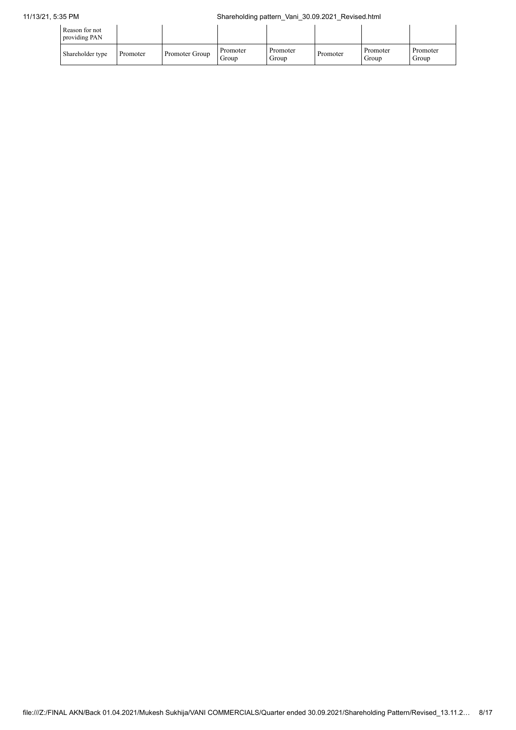| Reason for not providing PAN | | | | | | | |
|---|---|---|---|---|---|---|---|
| Shareholder type | Promoter | Promoter Group | Promoter Group | Promoter Group | Promoter | Promoter Group | Promoter Group |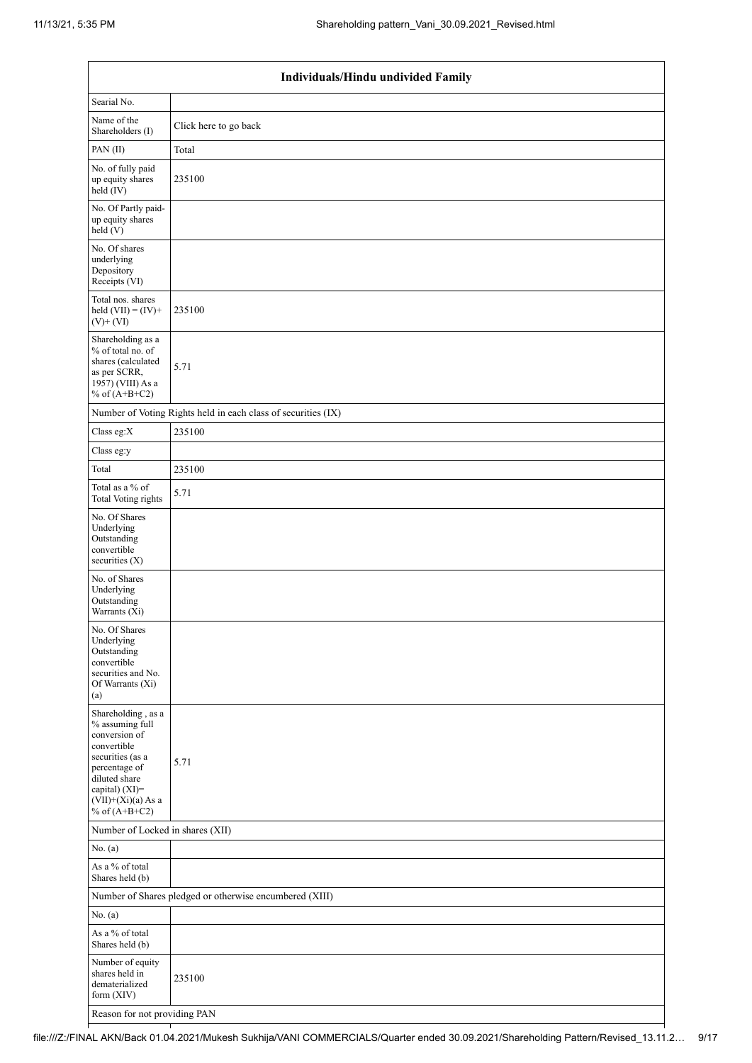| Individuals/Hindu undivided Family | |
|---|---|
| Searial No. | |
| Name of the Shareholders (I) | Click here to go back |
| PAN (II) | Total |
| No. of fully paid up equity shares held (IV) | 235100 |
| No. Of Partly paid-up equity shares held (V) | |
| No. Of shares underlying Depository Receipts (VI) | |
| Total nos. shares held (VII) = (IV)+(V)+ (VI) | 235100 |
| Shareholding as a % of total no. of shares (calculated as per SCRR, 1957) (VIII) As a % of (A+B+C2) | 5.71 |
| Number of Voting Rights held in each class of securities (IX) | |
| Class eg:X | 235100 |
| Class eg:y | |
| Total | 235100 |
| Total as a % of Total Voting rights | 5.71 |
| No. Of Shares Underlying Outstanding convertible securities (X) | |
| No. of Shares Underlying Outstanding Warrants (Xi) | |
| No. Of Shares Underlying Outstanding convertible securities and No. Of Warrants (Xi) (a) | |
| Shareholding , as a % assuming full conversion of convertible securities (as a percentage of diluted share capital) (XI)= (VII)+(Xi)(a) As a % of (A+B+C2) | 5.71 |
| Number of Locked in shares (XII) | |
| No. (a) | |
| As a % of total Shares held (b) | |
| Number of Shares pledged or otherwise encumbered (XIII) | |
| No. (a) | |
| As a % of total Shares held (b) | |
| Number of equity shares held in dematerialized form (XIV) | 235100 |
| Reason for not providing PAN | |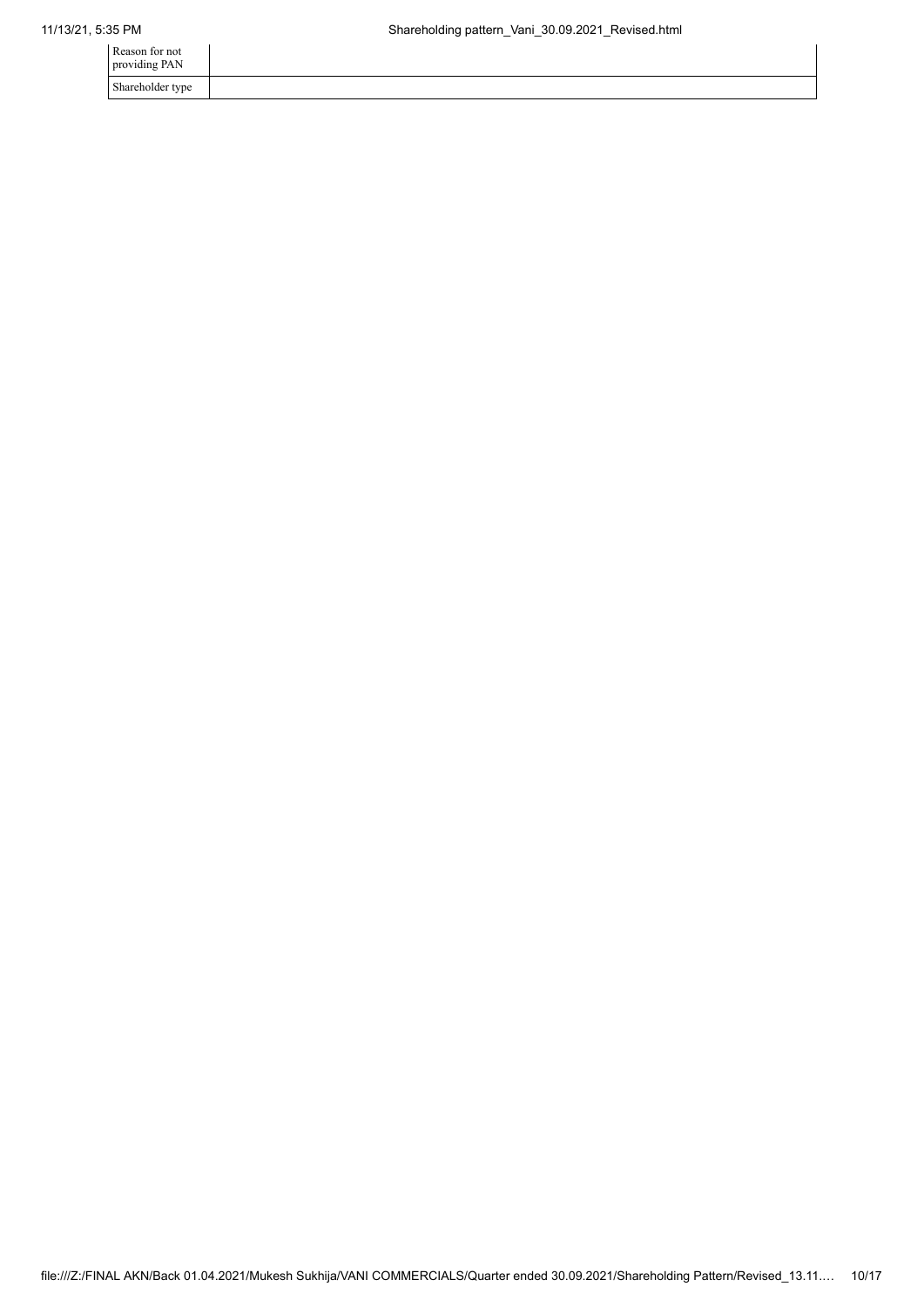| Reason for not providing PAN | |
|---|---|
| Shareholder type | |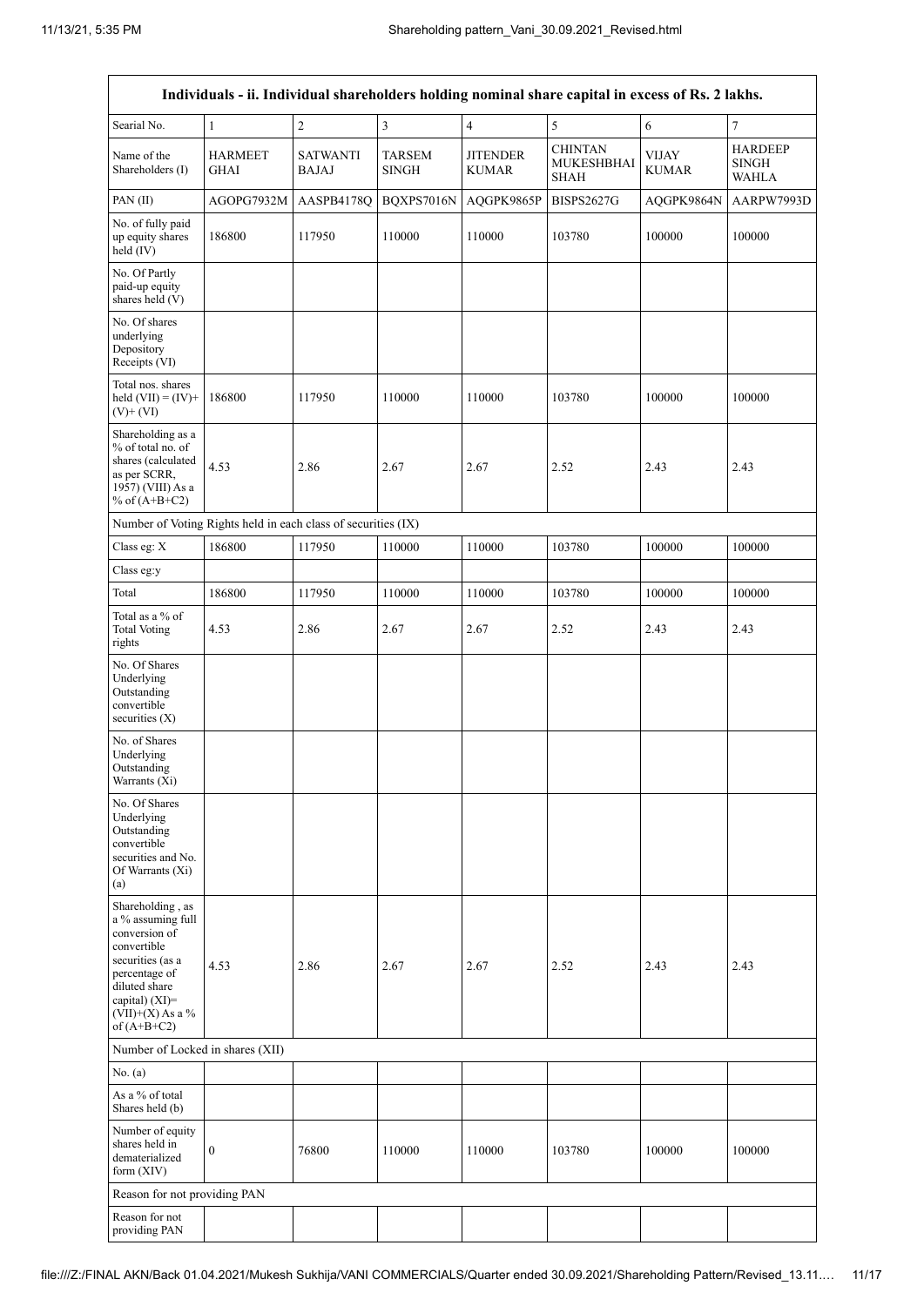| Individuals - ii. Individual shareholders holding nominal share capital in excess of Rs. 2 lakhs. | | | | | | | |
|---|---|---|---|---|---|---|---|
| Searial No. | 1 | 2 | 3 | 4 | 5 | 6 | 7 |
| Name of the Shareholders (I) | HARMEET GHAI | SATWANTI BAJAJ | TARSEM SINGH | JITENDER KUMAR | CHINTAN MUKESHBHAI SHAH | VIJAY KUMAR | HARDEEP SINGH WAHLA |
| PAN (II) | AGOPG7932M | AASPB4178Q | BQXPS7016N | AQGPK9865P | BISPS2627G | AQGPK9864N | AARPW7993D |
| No. of fully paid up equity shares held (IV) | 186800 | 117950 | 110000 | 110000 | 103780 | 100000 | 100000 |
| No. Of Partly paid-up equity shares held (V) | | | | | | | |
| No. Of shares underlying Depository Receipts (VI) | | | | | | | |
| Total nos. shares held (VII) = (IV)+(V)+ (VI) | 186800 | 117950 | 110000 | 110000 | 103780 | 100000 | 100000 |
| Shareholding as a % of total no. of shares (calculated as per SCRR, 1957) (VIII) As a % of (A+B+C2) | 4.53 | 2.86 | 2.67 | 2.67 | 2.52 | 2.43 | 2.43 |
| Number of Voting Rights held in each class of securities (IX) | | | | | | | |
| Class eg: X | 186800 | 117950 | 110000 | 110000 | 103780 | 100000 | 100000 |
| Class eg:y | | | | | | | |
| Total | 186800 | 117950 | 110000 | 110000 | 103780 | 100000 | 100000 |
| Total as a % of Total Voting rights | 4.53 | 2.86 | 2.67 | 2.67 | 2.52 | 2.43 | 2.43 |
| No. Of Shares Underlying Outstanding convertible securities (X) | | | | | | | |
| No. of Shares Underlying Outstanding Warrants (Xi) | | | | | | | |
| No. Of Shares Underlying Outstanding convertible securities and No. Of Warrants (Xi) (a) | | | | | | | |
| Shareholding , as a % assuming full conversion of convertible securities (as a percentage of diluted share capital) (XI)= (VII)+(X) As a % of (A+B+C2) | 4.53 | 2.86 | 2.67 | 2.67 | 2.52 | 2.43 | 2.43 |
| Number of Locked in shares (XII) | | | | | | | |
| No. (a) | | | | | | | |
| As a % of total Shares held (b) | | | | | | | |
| Number of equity shares held in dematerialized form (XIV) | 0 | 76800 | 110000 | 110000 | 103780 | 100000 | 100000 |
| Reason for not providing PAN | | | | | | | |
| Reason for not providing PAN | | | | | | | |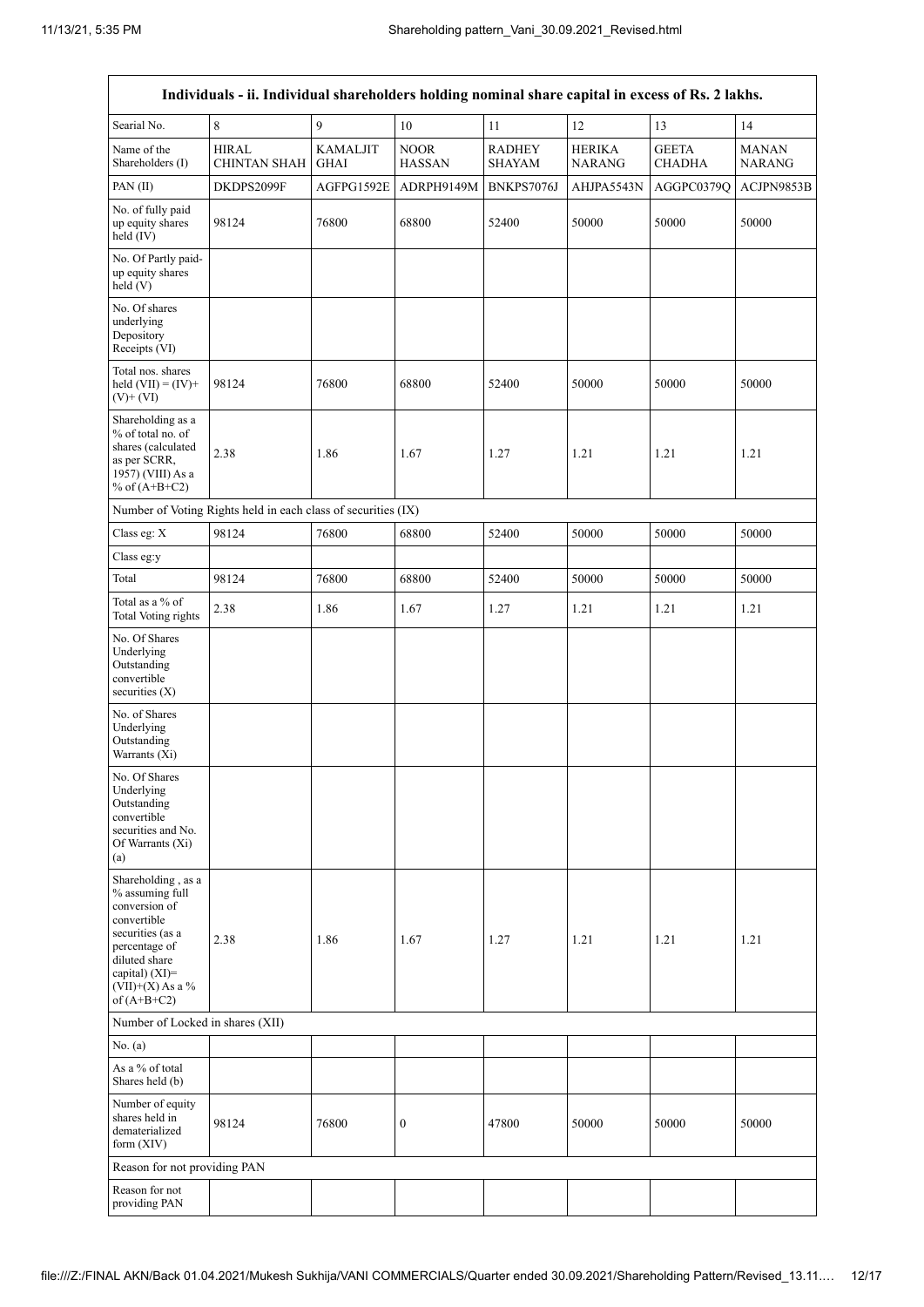| Individuals - ii. Individual shareholders holding nominal share capital in excess of Rs. 2 lakhs. | | | | | | | |
|---|---|---|---|---|---|---|---|
| Searial No. | 8 | 9 | 10 | 11 | 12 | 13 | 14 |
| Name of the Shareholders (I) | HIRAL CHINTAN SHAH | KAMALJIT GHAI | NOOR HASSAN | RADHEY SHAYAM | HERIKA NARANG | GEETA CHADHA | MANAN NARANG |
| PAN (II) | DKDPS2099F | AGFPG1592E | ADRPH9149M | BNKPS7076J | AHJPA5543N | AGGPC0379Q | ACJPN9853B |
| No. of fully paid up equity shares held (IV) | 98124 | 76800 | 68800 | 52400 | 50000 | 50000 | 50000 |
| No. Of Partly paid-up equity shares held (V) | | | | | | | |
| No. Of shares underlying Depository Receipts (VI) | | | | | | | |
| Total nos. shares held (VII) = (IV)+ (V)+ (VI) | 98124 | 76800 | 68800 | 52400 | 50000 | 50000 | 50000 |
| Shareholding as a % of total no. of shares (calculated as per SCRR, 1957) (VIII) As a % of (A+B+C2) | 2.38 | 1.86 | 1.67 | 1.27 | 1.21 | 1.21 | 1.21 |
| Number of Voting Rights held in each class of securities (IX) | | | | | | | |
| Class eg: X | 98124 | 76800 | 68800 | 52400 | 50000 | 50000 | 50000 |
| Class eg:y | | | | | | | |
| Total | 98124 | 76800 | 68800 | 52400 | 50000 | 50000 | 50000 |
| Total as a % of Total Voting rights | 2.38 | 1.86 | 1.67 | 1.27 | 1.21 | 1.21 | 1.21 |
| No. Of Shares Underlying Outstanding convertible securities (X) | | | | | | | |
| No. of Shares Underlying Outstanding Warrants (Xi) | | | | | | | |
| No. Of Shares Underlying Outstanding convertible securities and No. Of Warrants (Xi) (a) | | | | | | | |
| Shareholding , as a % assuming full conversion of convertible securities (as a percentage of diluted share capital) (XI)= (VII)+(X) As a % of (A+B+C2) | 2.38 | 1.86 | 1.67 | 1.27 | 1.21 | 1.21 | 1.21 |
| Number of Locked in shares (XII) | | | | | | | |
| No. (a) | | | | | | | |
| As a % of total Shares held (b) | | | | | | | |
| Number of equity shares held in dematerialized form (XIV) | 98124 | 76800 | 0 | 47800 | 50000 | 50000 | 50000 |
| Reason for not providing PAN | | | | | | | |
| Reason for not providing PAN | | | | | | | |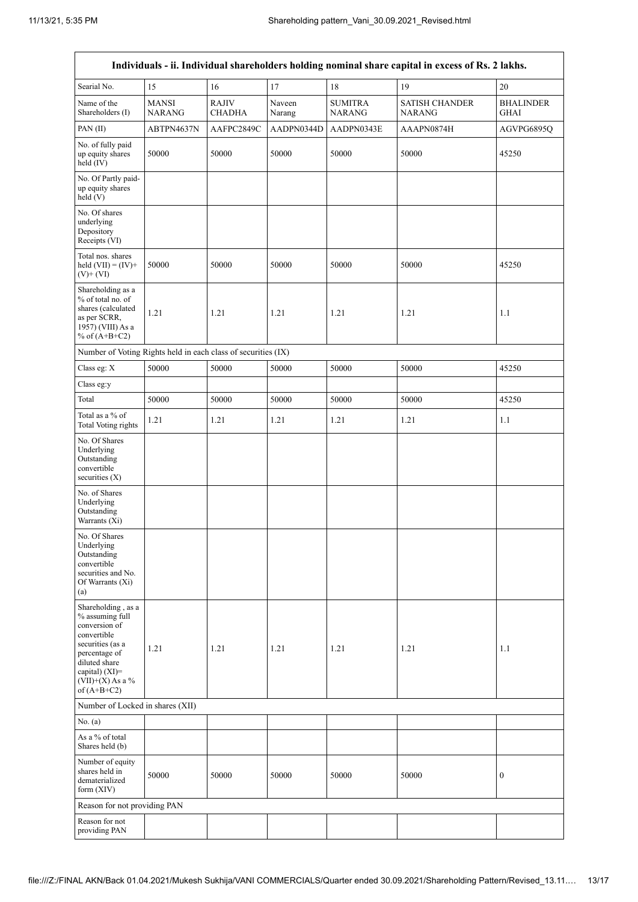| Individuals - ii. Individual shareholders holding nominal share capital in excess of Rs. 2 lakhs. | | | | | | |
|---|---|---|---|---|---|---|
| Searial No. | 15 | 16 | 17 | 18 | 19 | 20 |
| Name of the Shareholders (I) | MANSI NARANG | RAJIV CHADHA | Naveen Narang | SUMITRA NARANG | SATISH CHANDER NARANG | BHALINDER GHAI |
| PAN (II) | ABTPN4637N | AAFPC2849C | AADPN0344D | AADPN0343E | AAAPN0874H | AGVPG6895Q |
| No. of fully paid up equity shares held (IV) | 50000 | 50000 | 50000 | 50000 | 50000 | 45250 |
| No. Of Partly paid-up equity shares held (V) | | | | | | |
| No. Of shares underlying Depository Receipts (VI) | | | | | | |
| Total nos. shares held (VII) = (IV)+ (V)+ (VI) | 50000 | 50000 | 50000 | 50000 | 50000 | 45250 |
| Shareholding as a % of total no. of shares (calculated as per SCRR, 1957) (VIII) As a % of (A+B+C2) | 1.21 | 1.21 | 1.21 | 1.21 | 1.21 | 1.1 |
| Number of Voting Rights held in each class of securities (IX) | | | | | | |
| Class eg: X | 50000 | 50000 | 50000 | 50000 | 50000 | 45250 |
| Class eg:y | | | | | | |
| Total | 50000 | 50000 | 50000 | 50000 | 50000 | 45250 |
| Total as a % of Total Voting rights | 1.21 | 1.21 | 1.21 | 1.21 | 1.21 | 1.1 |
| No. Of Shares Underlying Outstanding convertible securities (X) | | | | | | |
| No. of Shares Underlying Outstanding Warrants (Xi) | | | | | | |
| No. Of Shares Underlying Outstanding convertible securities and No. Of Warrants (Xi) (a) | | | | | | |
| Shareholding , as a % assuming full conversion of convertible securities (as a percentage of diluted share capital) (XI)= (VII)+(X) As a % of (A+B+C2) | 1.21 | 1.21 | 1.21 | 1.21 | 1.21 | 1.1 |
| Number of Locked in shares (XII) | | | | | | |
| No. (a) | | | | | | |
| As a % of total Shares held (b) | | | | | | |
| Number of equity shares held in dematerialized form (XIV) | 50000 | 50000 | 50000 | 50000 | 50000 | 0 |
| Reason for not providing PAN | | | | | | |
| Reason for not providing PAN | | | | | | |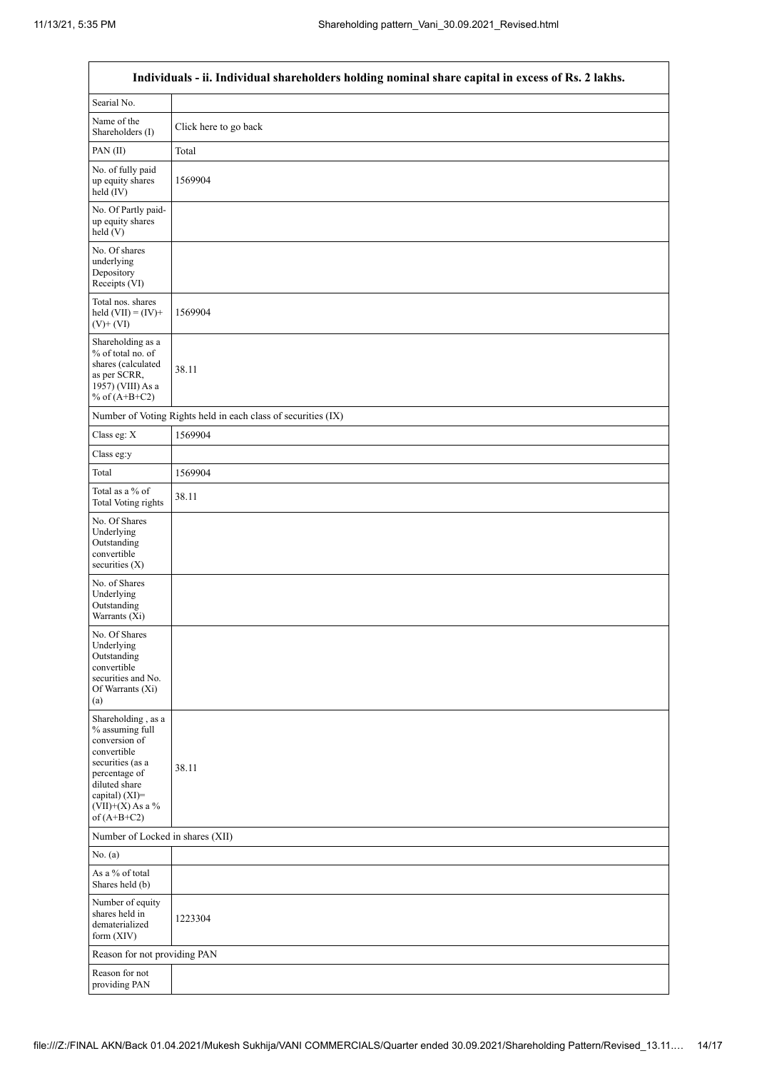| Individuals - ii. Individual shareholders holding nominal share capital in excess of Rs. 2 lakhs. | |
|---|---|
| Searial No. | |
| Name of the Shareholders (I) | Click here to go back |
| PAN (II) | Total |
| No. of fully paid up equity shares held (IV) | 1569904 |
| No. Of Partly paid-up equity shares held (V) | |
| No. Of shares underlying Depository Receipts (VI) | |
| Total nos. shares held (VII) = (IV)+ (V)+ (VI) | 1569904 |
| Shareholding as a % of total no. of shares (calculated as per SCRR, 1957) (VIII) As a % of (A+B+C2) | 38.11 |
| Number of Voting Rights held in each class of securities (IX) | |
| Class eg: X | 1569904 |
| Class eg:y | |
| Total | 1569904 |
| Total as a % of Total Voting rights | 38.11 |
| No. Of Shares Underlying Outstanding convertible securities (X) | |
| No. of Shares Underlying Outstanding Warrants (Xi) | |
| No. Of Shares Underlying Outstanding convertible securities and No. Of Warrants (Xi) (a) | |
| Shareholding , as a % assuming full conversion of convertible securities (as a percentage of diluted share capital) (XI)= (VII)+(X) As a % of (A+B+C2) | 38.11 |
| Number of Locked in shares (XII) | |
| No. (a) | |
| As a % of total Shares held (b) | |
| Number of equity shares held in dematerialized form (XIV) | 1223304 |
| Reason for not providing PAN | |
| Reason for not providing PAN | |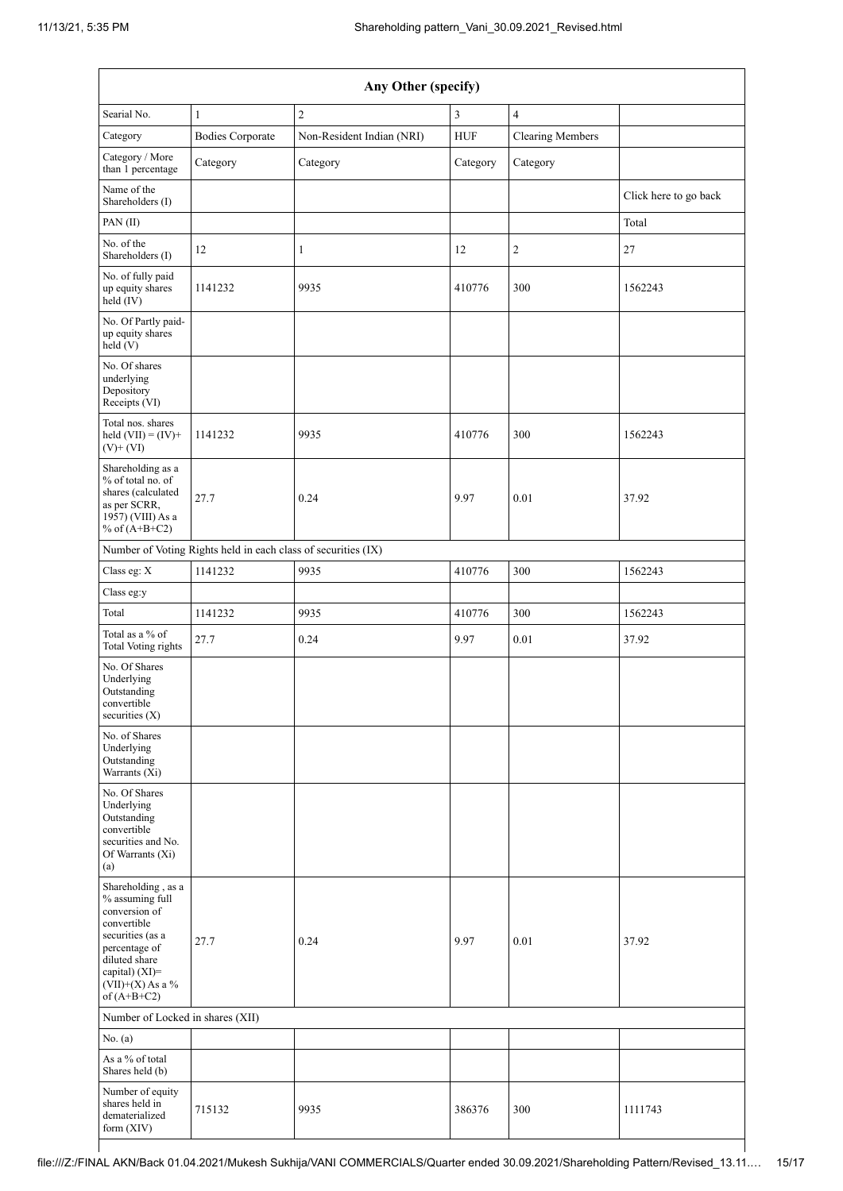| Any Other (specify) | | | | | |
|---|---|---|---|---|---|
| Searial No. | 1 | 2 | 3 | 4 | |
| Category | Bodies Corporate | Non-Resident Indian (NRI) | HUF | Clearing Members | |
| Category / More than 1 percentage | Category | Category | Category | Category | |
| Name of the Shareholders (I) | | | | | Click here to go back |
| PAN (II) | | | | | Total |
| No. of the Shareholders (I) | 12 | 1 | 12 | 2 | 27 |
| No. of fully paid up equity shares held (IV) | 1141232 | 9935 | 410776 | 300 | 1562243 |
| No. Of Partly paid-up equity shares held (V) | | | | | |
| No. Of shares underlying Depository Receipts (VI) | | | | | |
| Total nos. shares held (VII) = (IV)+ (V)+ (VI) | 1141232 | 9935 | 410776 | 300 | 1562243 |
| Shareholding as a % of total no. of shares (calculated as per SCRR, 1957) (VIII) As a % of (A+B+C2) | 27.7 | 0.24 | 9.97 | 0.01 | 37.92 |
| Number of Voting Rights held in each class of securities (IX) | | | | | |
| Class eg: X | 1141232 | 9935 | 410776 | 300 | 1562243 |
| Class eg:y | | | | | |
| Total | 1141232 | 9935 | 410776 | 300 | 1562243 |
| Total as a % of Total Voting rights | 27.7 | 0.24 | 9.97 | 0.01 | 37.92 |
| No. Of Shares Underlying Outstanding convertible securities (X) | | | | | |
| No. of Shares Underlying Outstanding Warrants (Xi) | | | | | |
| No. Of Shares Underlying Outstanding convertible securities and No. Of Warrants (Xi) (a) | | | | | |
| Shareholding , as a % assuming full conversion of convertible securities (as a percentage of diluted share capital) (XI)= (VII)+(X) As a % of (A+B+C2) | 27.7 | 0.24 | 9.97 | 0.01 | 37.92 |
| Number of Locked in shares (XII) | | | | | |
| No. (a) | | | | | |
| As a % of total Shares held (b) | | | | | |
| Number of equity shares held in dematerialized form (XIV) | 715132 | 9935 | 386376 | 300 | 1111743 |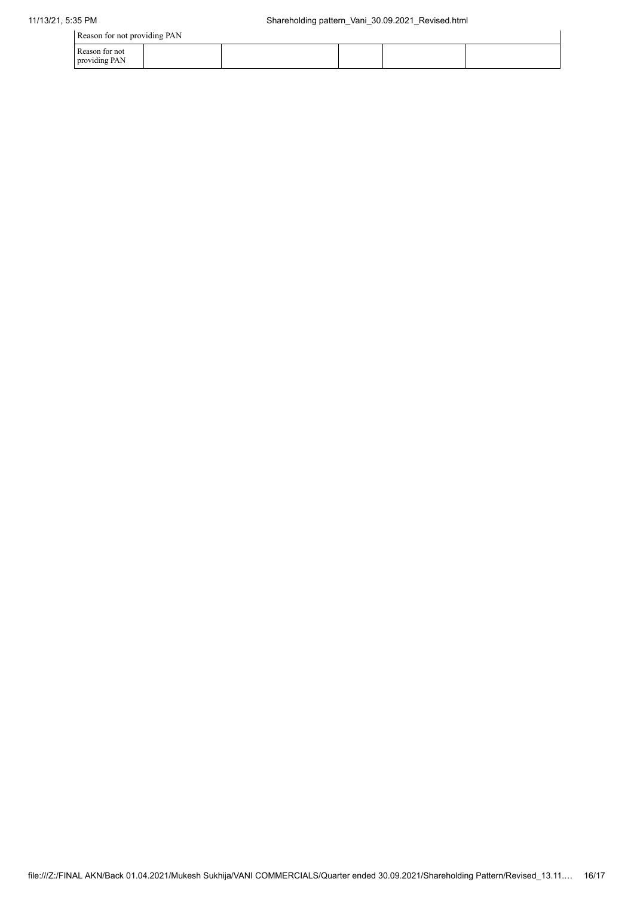| Reason for not providing PAN | | | | | |
|---|---|---|---|---|---|
| Reason for not providing PAN | | | | | |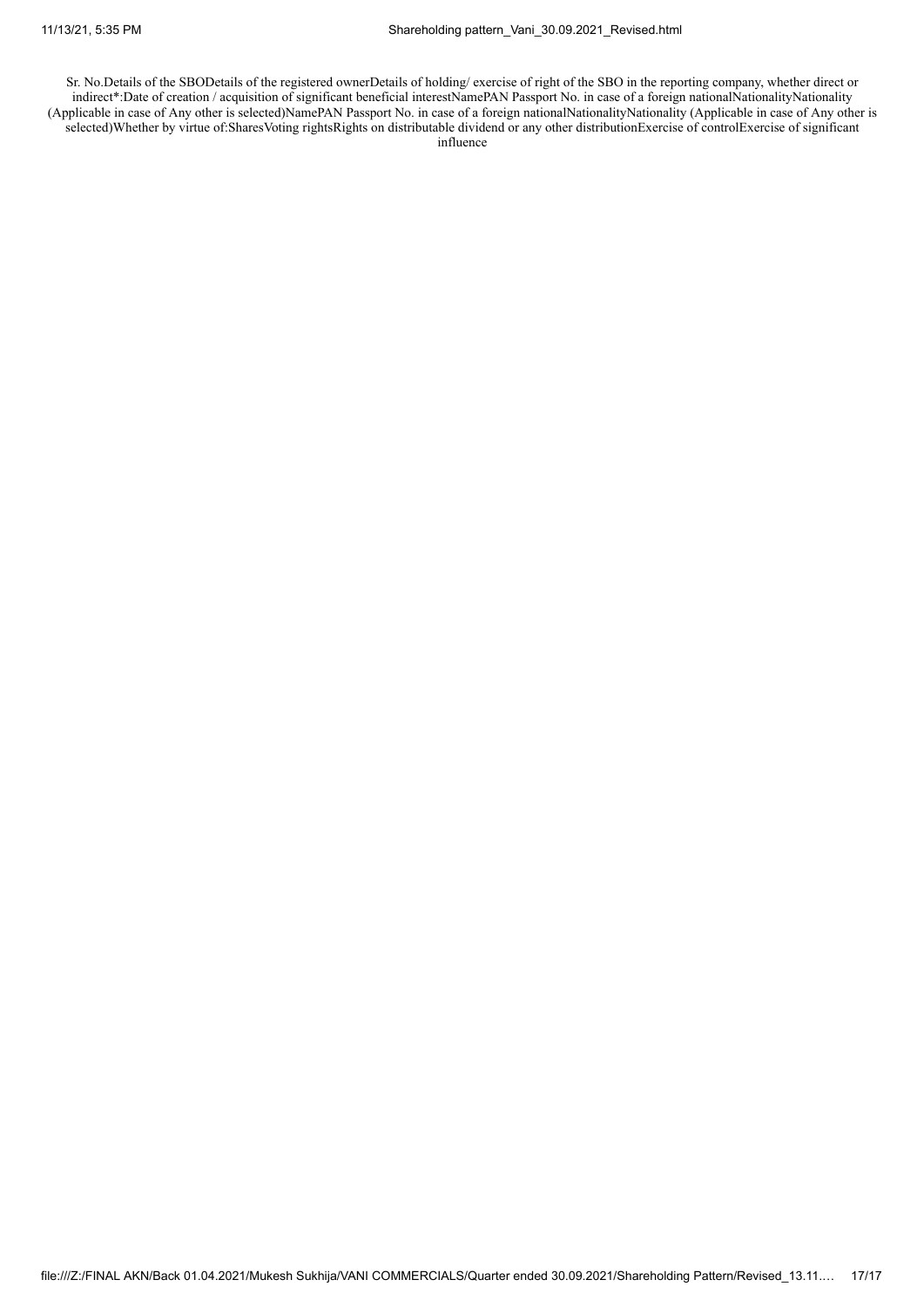Sr. No.Details of the SBODetails of the registered ownerDetails of holding/ exercise of right of the SBO in the reporting company, whether direct or indirect*:Date of creation / acquisition of significant beneficial interestNamePAN Passport No. in case of a foreign nationalNationalityNationality (Applicable in case of Any other is selected)NamePAN Passport No. in case of a foreign nationalNationalityNationality (Applicable in case of Any other is selected)Whether by virtue of:SharesVoting rightsRights on distributable dividend or any other distributionExercise of controlExercise of significant influence